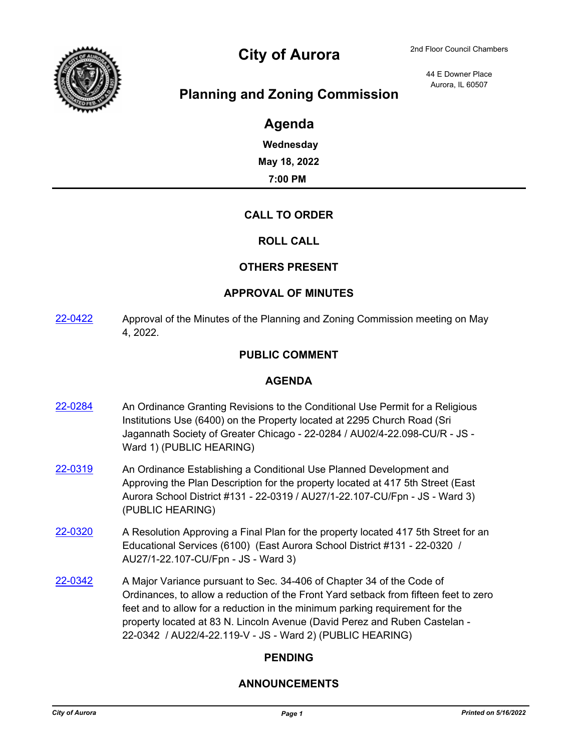# City of Aurora

2nd Floor Council Chambers

44 E Downer Place
Aurora, IL 60507

## Planning and Zoning Commission

## Agenda

**Wednesday**

**May 18, 2022**

**7:00 PM**

---

### CALL TO ORDER

### ROLL CALL

### OTHERS PRESENT

### APPROVAL OF MINUTES

22-0422 — Approval of the Minutes of the Planning and Zoning Commission meeting on May 4, 2022.

### PUBLIC COMMENT

### AGENDA

22-0284 — An Ordinance Granting Revisions to the Conditional Use Permit for a Religious Institutions Use (6400) on the Property located at 2295 Church Road (Sri Jagannath Society of Greater Chicago - 22-0284 / AU02/4-22.098-CU/R - JS - Ward 1) (PUBLIC HEARING)

22-0319 — An Ordinance Establishing a Conditional Use Planned Development and Approving the Plan Description for the property located at 417 5th Street (East Aurora School District #131 - 22-0319 / AU27/1-22.107-CU/Fpn - JS - Ward 3) (PUBLIC HEARING)

22-0320 — A Resolution Approving a Final Plan for the property located 417 5th Street for an Educational Services (6100) (East Aurora School District #131 - 22-0320 / AU27/1-22.107-CU/Fpn - JS - Ward 3)

22-0342 — A Major Variance pursuant to Sec. 34-406 of Chapter 34 of the Code of Ordinances, to allow a reduction of the Front Yard setback from fifteen feet to zero feet and to allow for a reduction in the minimum parking requirement for the property located at 83 N. Lincoln Avenue (David Perez and Ruben Castelan - 22-0342 / AU22/4-22.119-V - JS - Ward 2) (PUBLIC HEARING)

### PENDING

### ANNOUNCEMENTS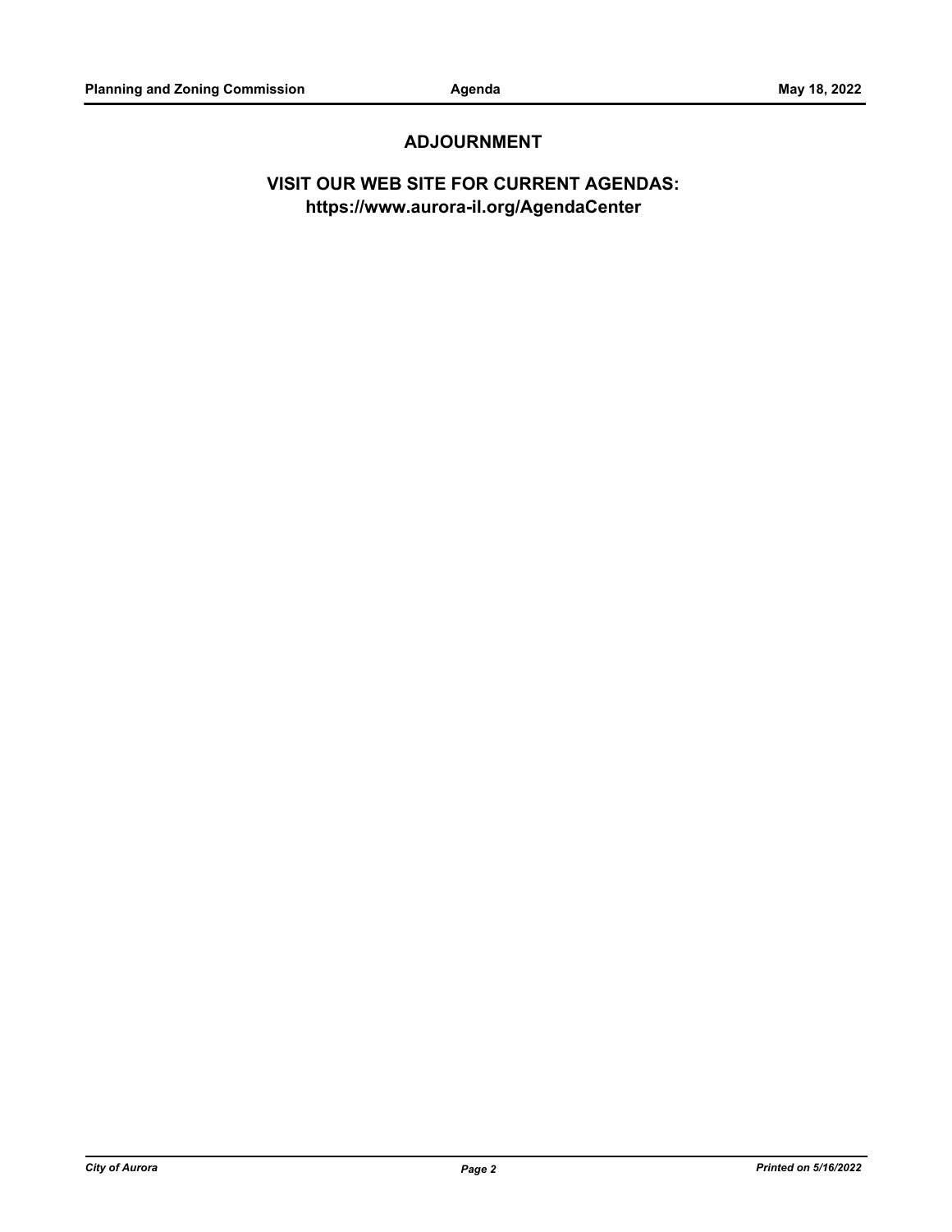## ADJOURNMENT

## VISIT OUR WEB SITE FOR CURRENT AGENDAS:
## https://www.aurora-il.org/AgendaCenter